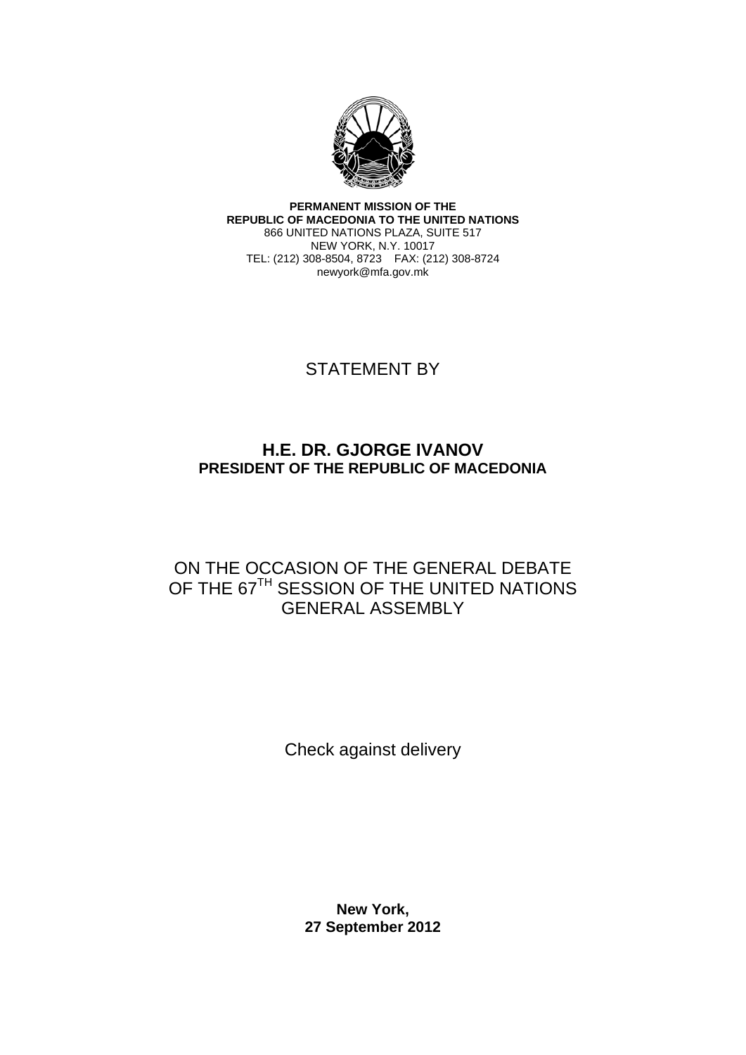**PERMANENT MISSION OF THE**
**REPUBLIC OF MACEDONIA TO THE UNITED NATIONS**
866 UNITED NATIONS PLAZA, SUITE 517
NEW YORK, N.Y. 10017
TEL: (212) 308-8504, 8723 FAX: (212) 308-8724
newyork@mfa.gov.mk

STATEMENT BY

# H.E. DR. GJORGE IVANOV
## PRESIDENT OF THE REPUBLIC OF MACEDONIA

ON THE OCCASION OF THE GENERAL DEBATE OF THE 67TH SESSION OF THE UNITED NATIONS GENERAL ASSEMBLY

Check against delivery

**New York,**
**27 September 2012**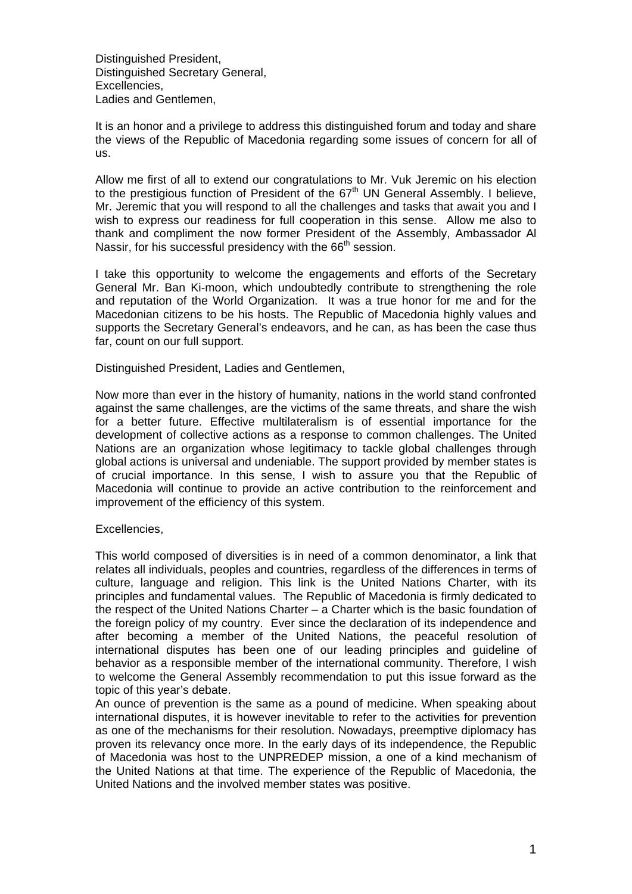Distinguished President,
Distinguished Secretary General,
Excellencies,
Ladies and Gentlemen,

It is an honor and a privilege to address this distinguished forum and today and share the views of the Republic of Macedonia regarding some issues of concern for all of us.

Allow me first of all to extend our congratulations to Mr. Vuk Jeremic on his election to the prestigious function of President of the 67th UN General Assembly. I believe, Mr. Jeremic that you will respond to all the challenges and tasks that await you and I wish to express our readiness for full cooperation in this sense. Allow me also to thank and compliment the now former President of the Assembly, Ambassador Al Nassir, for his successful presidency with the 66th session.

I take this opportunity to welcome the engagements and efforts of the Secretary General Mr. Ban Ki-moon, which undoubtedly contribute to strengthening the role and reputation of the World Organization. It was a true honor for me and for the Macedonian citizens to be his hosts. The Republic of Macedonia highly values and supports the Secretary General's endeavors, and he can, as has been the case thus far, count on our full support.

Distinguished President, Ladies and Gentlemen,

Now more than ever in the history of humanity, nations in the world stand confronted against the same challenges, are the victims of the same threats, and share the wish for a better future. Effective multilateralism is of essential importance for the development of collective actions as a response to common challenges. The United Nations are an organization whose legitimacy to tackle global challenges through global actions is universal and undeniable. The support provided by member states is of crucial importance. In this sense, I wish to assure you that the Republic of Macedonia will continue to provide an active contribution to the reinforcement and improvement of the efficiency of this system.

Excellencies,

This world composed of diversities is in need of a common denominator, a link that relates all individuals, peoples and countries, regardless of the differences in terms of culture, language and religion. This link is the United Nations Charter, with its principles and fundamental values. The Republic of Macedonia is firmly dedicated to the respect of the United Nations Charter – a Charter which is the basic foundation of the foreign policy of my country. Ever since the declaration of its independence and after becoming a member of the United Nations, the peaceful resolution of international disputes has been one of our leading principles and guideline of behavior as a responsible member of the international community. Therefore, I wish to welcome the General Assembly recommendation to put this issue forward as the topic of this year's debate.

An ounce of prevention is the same as a pound of medicine. When speaking about international disputes, it is however inevitable to refer to the activities for prevention as one of the mechanisms for their resolution. Nowadays, preemptive diplomacy has proven its relevancy once more. In the early days of its independence, the Republic of Macedonia was host to the UNPREDEP mission, a one of a kind mechanism of the United Nations at that time. The experience of the Republic of Macedonia, the United Nations and the involved member states was positive.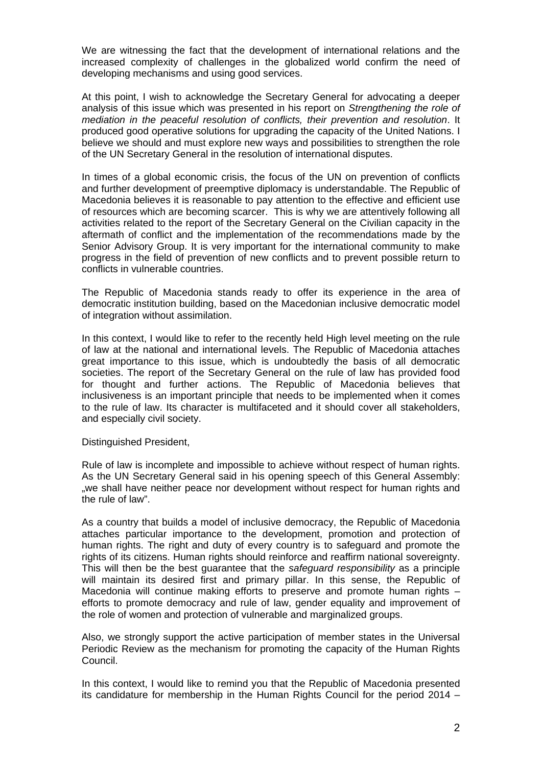We are witnessing the fact that the development of international relations and the increased complexity of challenges in the globalized world confirm the need of developing mechanisms and using good services.

At this point, I wish to acknowledge the Secretary General for advocating a deeper analysis of this issue which was presented in his report on *Strengthening the role of mediation in the peaceful resolution of conflicts, their prevention and resolution*. It produced good operative solutions for upgrading the capacity of the United Nations. I believe we should and must explore new ways and possibilities to strengthen the role of the UN Secretary General in the resolution of international disputes.

In times of a global economic crisis, the focus of the UN on prevention of conflicts and further development of preemptive diplomacy is understandable. The Republic of Macedonia believes it is reasonable to pay attention to the effective and efficient use of resources which are becoming scarcer. This is why we are attentively following all activities related to the report of the Secretary General on the Civilian capacity in the aftermath of conflict and the implementation of the recommendations made by the Senior Advisory Group. It is very important for the international community to make progress in the field of prevention of new conflicts and to prevent possible return to conflicts in vulnerable countries.

The Republic of Macedonia stands ready to offer its experience in the area of democratic institution building, based on the Macedonian inclusive democratic model of integration without assimilation.

In this context, I would like to refer to the recently held High level meeting on the rule of law at the national and international levels. The Republic of Macedonia attaches great importance to this issue, which is undoubtedly the basis of all democratic societies. The report of the Secretary General on the rule of law has provided food for thought and further actions. The Republic of Macedonia believes that inclusiveness is an important principle that needs to be implemented when it comes to the rule of law. Its character is multifaceted and it should cover all stakeholders, and especially civil society.

Distinguished President,

Rule of law is incomplete and impossible to achieve without respect of human rights. As the UN Secretary General said in his opening speech of this General Assembly: „we shall have neither peace nor development without respect for human rights and the rule of law".

As a country that builds a model of inclusive democracy, the Republic of Macedonia attaches particular importance to the development, promotion and protection of human rights. The right and duty of every country is to safeguard and promote the rights of its citizens. Human rights should reinforce and reaffirm national sovereignty. This will then be the best guarantee that the *safeguard responsibility* as a principle will maintain its desired first and primary pillar. In this sense, the Republic of Macedonia will continue making efforts to preserve and promote human rights – efforts to promote democracy and rule of law, gender equality and improvement of the role of women and protection of vulnerable and marginalized groups.

Also, we strongly support the active participation of member states in the Universal Periodic Review as the mechanism for promoting the capacity of the Human Rights Council.

In this context, I would like to remind you that the Republic of Macedonia presented its candidature for membership in the Human Rights Council for the period 2014 –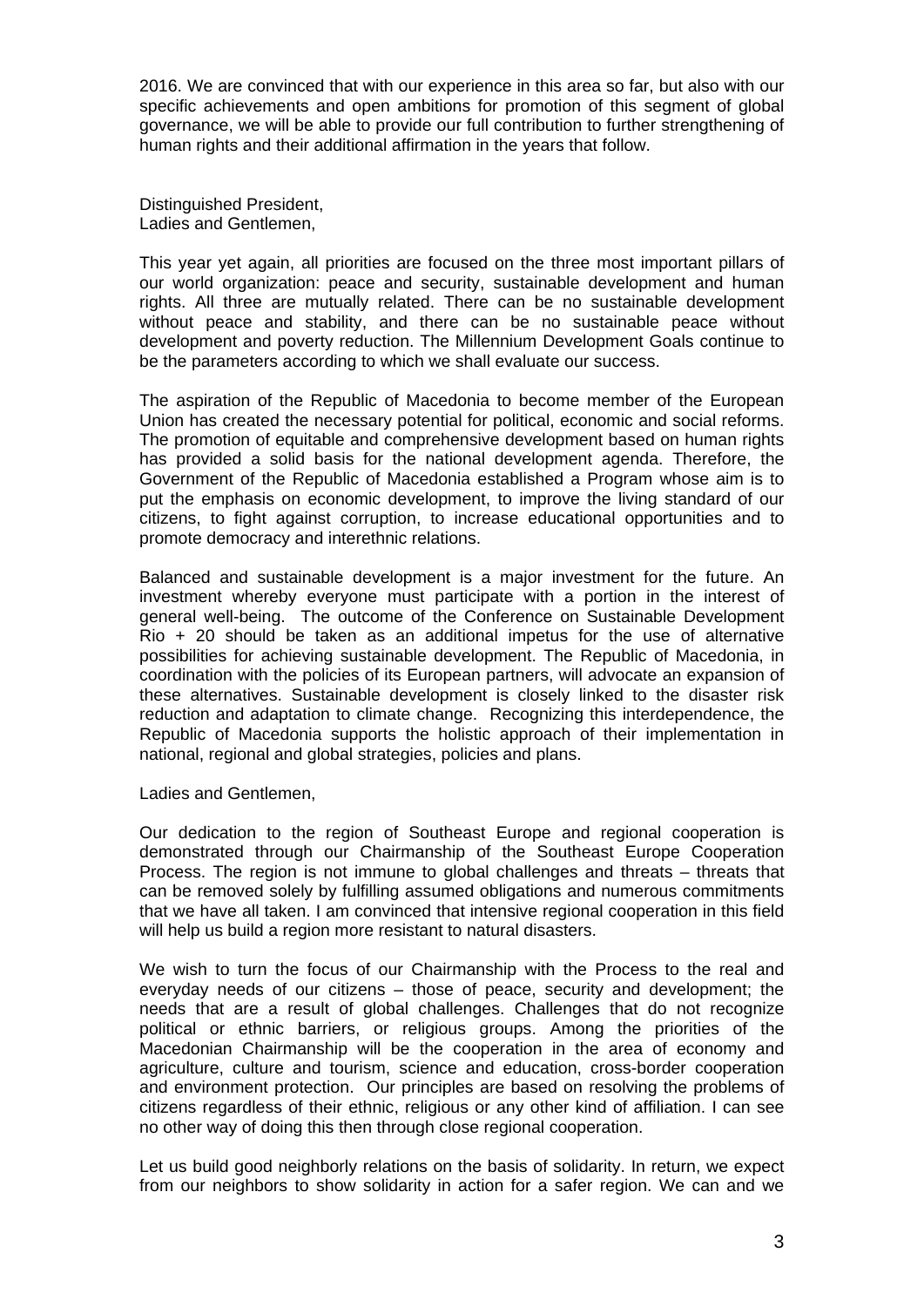2016. We are convinced that with our experience in this area so far, but also with our specific achievements and open ambitions for promotion of this segment of global governance, we will be able to provide our full contribution to further strengthening of human rights and their additional affirmation in the years that follow.

Distinguished President,
Ladies and Gentlemen,

This year yet again, all priorities are focused on the three most important pillars of our world organization: peace and security, sustainable development and human rights. All three are mutually related. There can be no sustainable development without peace and stability, and there can be no sustainable peace without development and poverty reduction. The Millennium Development Goals continue to be the parameters according to which we shall evaluate our success.

The aspiration of the Republic of Macedonia to become member of the European Union has created the necessary potential for political, economic and social reforms. The promotion of equitable and comprehensive development based on human rights has provided a solid basis for the national development agenda. Therefore, the Government of the Republic of Macedonia established a Program whose aim is to put the emphasis on economic development, to improve the living standard of our citizens, to fight against corruption, to increase educational opportunities and to promote democracy and interethnic relations.

Balanced and sustainable development is a major investment for the future. An investment whereby everyone must participate with a portion in the interest of general well-being. The outcome of the Conference on Sustainable Development Rio + 20 should be taken as an additional impetus for the use of alternative possibilities for achieving sustainable development. The Republic of Macedonia, in coordination with the policies of its European partners, will advocate an expansion of these alternatives. Sustainable development is closely linked to the disaster risk reduction and adaptation to climate change. Recognizing this interdependence, the Republic of Macedonia supports the holistic approach of their implementation in national, regional and global strategies, policies and plans.

Ladies and Gentlemen,

Our dedication to the region of Southeast Europe and regional cooperation is demonstrated through our Chairmanship of the Southeast Europe Cooperation Process. The region is not immune to global challenges and threats – threats that can be removed solely by fulfilling assumed obligations and numerous commitments that we have all taken. I am convinced that intensive regional cooperation in this field will help us build a region more resistant to natural disasters.

We wish to turn the focus of our Chairmanship with the Process to the real and everyday needs of our citizens – those of peace, security and development; the needs that are a result of global challenges. Challenges that do not recognize political or ethnic barriers, or religious groups. Among the priorities of the Macedonian Chairmanship will be the cooperation in the area of economy and agriculture, culture and tourism, science and education, cross-border cooperation and environment protection. Our principles are based on resolving the problems of citizens regardless of their ethnic, religious or any other kind of affiliation. I can see no other way of doing this then through close regional cooperation.

Let us build good neighborly relations on the basis of solidarity. In return, we expect from our neighbors to show solidarity in action for a safer region. We can and we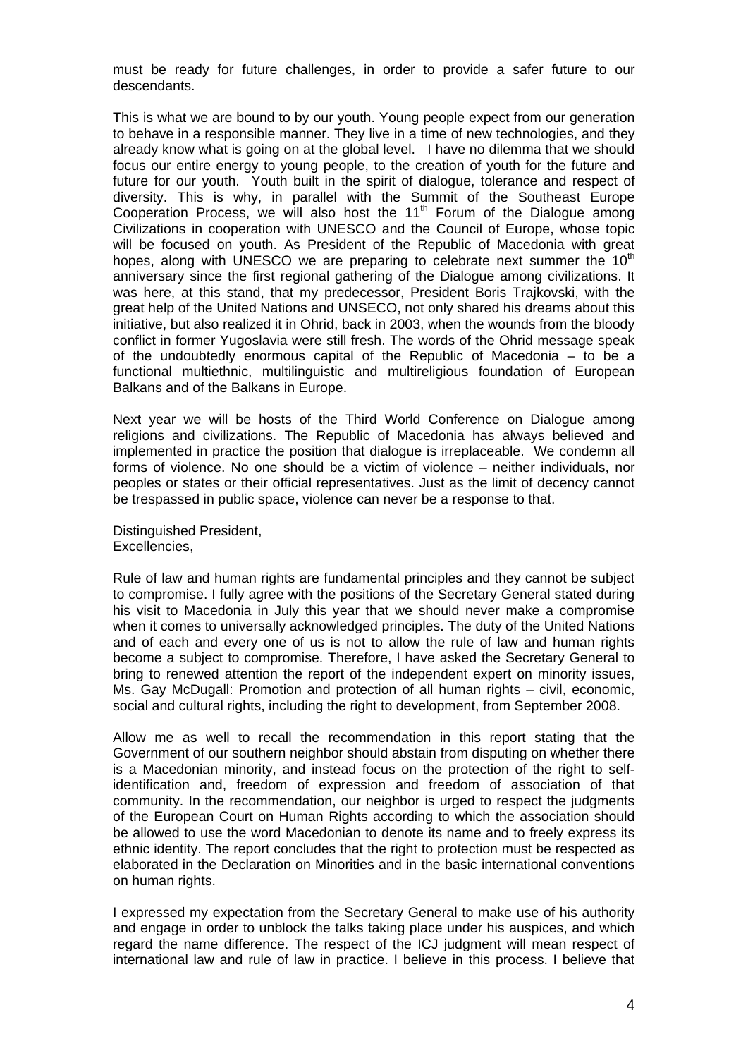must be ready for future challenges, in order to provide a safer future to our descendants.

This is what we are bound to by our youth. Young people expect from our generation to behave in a responsible manner. They live in a time of new technologies, and they already know what is going on at the global level. I have no dilemma that we should focus our entire energy to young people, to the creation of youth for the future and future for our youth. Youth built in the spirit of dialogue, tolerance and respect of diversity. This is why, in parallel with the Summit of the Southeast Europe Cooperation Process, we will also host the 11th Forum of the Dialogue among Civilizations in cooperation with UNESCO and the Council of Europe, whose topic will be focused on youth. As President of the Republic of Macedonia with great hopes, along with UNESCO we are preparing to celebrate next summer the 10th anniversary since the first regional gathering of the Dialogue among civilizations. It was here, at this stand, that my predecessor, President Boris Trajkovski, with the great help of the United Nations and UNSECO, not only shared his dreams about this initiative, but also realized it in Ohrid, back in 2003, when the wounds from the bloody conflict in former Yugoslavia were still fresh. The words of the Ohrid message speak of the undoubtedly enormous capital of the Republic of Macedonia – to be a functional multiethnic, multilinguistic and multireligious foundation of European Balkans and of the Balkans in Europe.

Next year we will be hosts of the Third World Conference on Dialogue among religions and civilizations. The Republic of Macedonia has always believed and implemented in practice the position that dialogue is irreplaceable. We condemn all forms of violence. No one should be a victim of violence – neither individuals, nor peoples or states or their official representatives. Just as the limit of decency cannot be trespassed in public space, violence can never be a response to that.

Distinguished President,
Excellencies,

Rule of law and human rights are fundamental principles and they cannot be subject to compromise. I fully agree with the positions of the Secretary General stated during his visit to Macedonia in July this year that we should never make a compromise when it comes to universally acknowledged principles. The duty of the United Nations and of each and every one of us is not to allow the rule of law and human rights become a subject to compromise. Therefore, I have asked the Secretary General to bring to renewed attention the report of the independent expert on minority issues, Ms. Gay McDugall: Promotion and protection of all human rights – civil, economic, social and cultural rights, including the right to development, from September 2008.

Allow me as well to recall the recommendation in this report stating that the Government of our southern neighbor should abstain from disputing on whether there is a Macedonian minority, and instead focus on the protection of the right to self-identification and, freedom of expression and freedom of association of that community. In the recommendation, our neighbor is urged to respect the judgments of the European Court on Human Rights according to which the association should be allowed to use the word Macedonian to denote its name and to freely express its ethnic identity. The report concludes that the right to protection must be respected as elaborated in the Declaration on Minorities and in the basic international conventions on human rights.

I expressed my expectation from the Secretary General to make use of his authority and engage in order to unblock the talks taking place under his auspices, and which regard the name difference. The respect of the ICJ judgment will mean respect of international law and rule of law in practice. I believe in this process. I believe that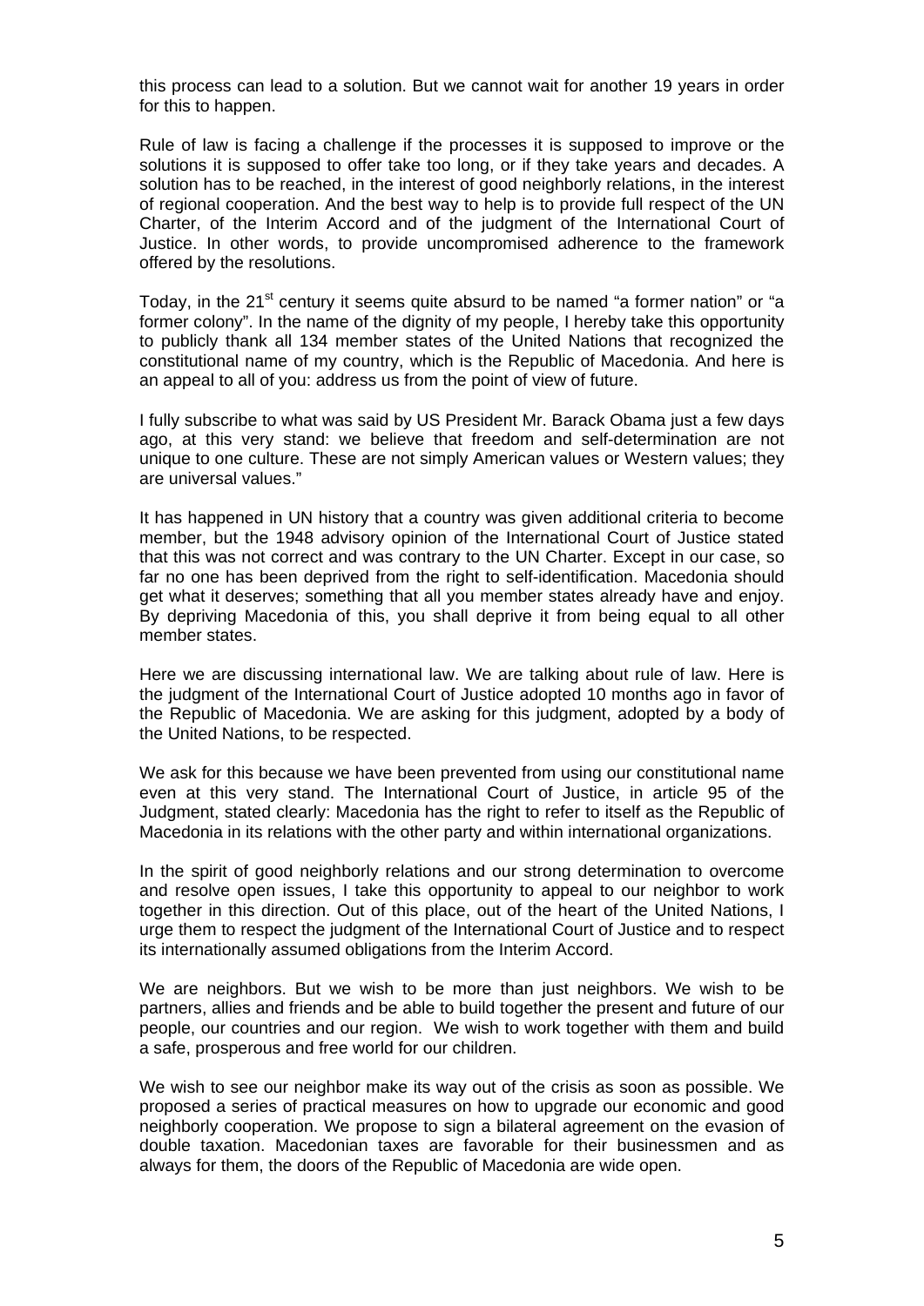this process can lead to a solution. But we cannot wait for another 19 years in order for this to happen.

Rule of law is facing a challenge if the processes it is supposed to improve or the solutions it is supposed to offer take too long, or if they take years and decades. A solution has to be reached, in the interest of good neighborly relations, in the interest of regional cooperation. And the best way to help is to provide full respect of the UN Charter, of the Interim Accord and of the judgment of the International Court of Justice. In other words, to provide uncompromised adherence to the framework offered by the resolutions.

Today, in the 21st century it seems quite absurd to be named "a former nation" or "a former colony". In the name of the dignity of my people, I hereby take this opportunity to publicly thank all 134 member states of the United Nations that recognized the constitutional name of my country, which is the Republic of Macedonia. And here is an appeal to all of you: address us from the point of view of future.

I fully subscribe to what was said by US President Mr. Barack Obama just a few days ago, at this very stand: we believe that freedom and self-determination are not unique to one culture. These are not simply American values or Western values; they are universal values."

It has happened in UN history that a country was given additional criteria to become member, but the 1948 advisory opinion of the International Court of Justice stated that this was not correct and was contrary to the UN Charter. Except in our case, so far no one has been deprived from the right to self-identification. Macedonia should get what it deserves; something that all you member states already have and enjoy. By depriving Macedonia of this, you shall deprive it from being equal to all other member states.

Here we are discussing international law. We are talking about rule of law. Here is the judgment of the International Court of Justice adopted 10 months ago in favor of the Republic of Macedonia. We are asking for this judgment, adopted by a body of the United Nations, to be respected.

We ask for this because we have been prevented from using our constitutional name even at this very stand. The International Court of Justice, in article 95 of the Judgment, stated clearly: Macedonia has the right to refer to itself as the Republic of Macedonia in its relations with the other party and within international organizations.

In the spirit of good neighborly relations and our strong determination to overcome and resolve open issues, I take this opportunity to appeal to our neighbor to work together in this direction. Out of this place, out of the heart of the United Nations, I urge them to respect the judgment of the International Court of Justice and to respect its internationally assumed obligations from the Interim Accord.

We are neighbors. But we wish to be more than just neighbors. We wish to be partners, allies and friends and be able to build together the present and future of our people, our countries and our region. We wish to work together with them and build a safe, prosperous and free world for our children.

We wish to see our neighbor make its way out of the crisis as soon as possible. We proposed a series of practical measures on how to upgrade our economic and good neighborly cooperation. We propose to sign a bilateral agreement on the evasion of double taxation. Macedonian taxes are favorable for their businessmen and as always for them, the doors of the Republic of Macedonia are wide open.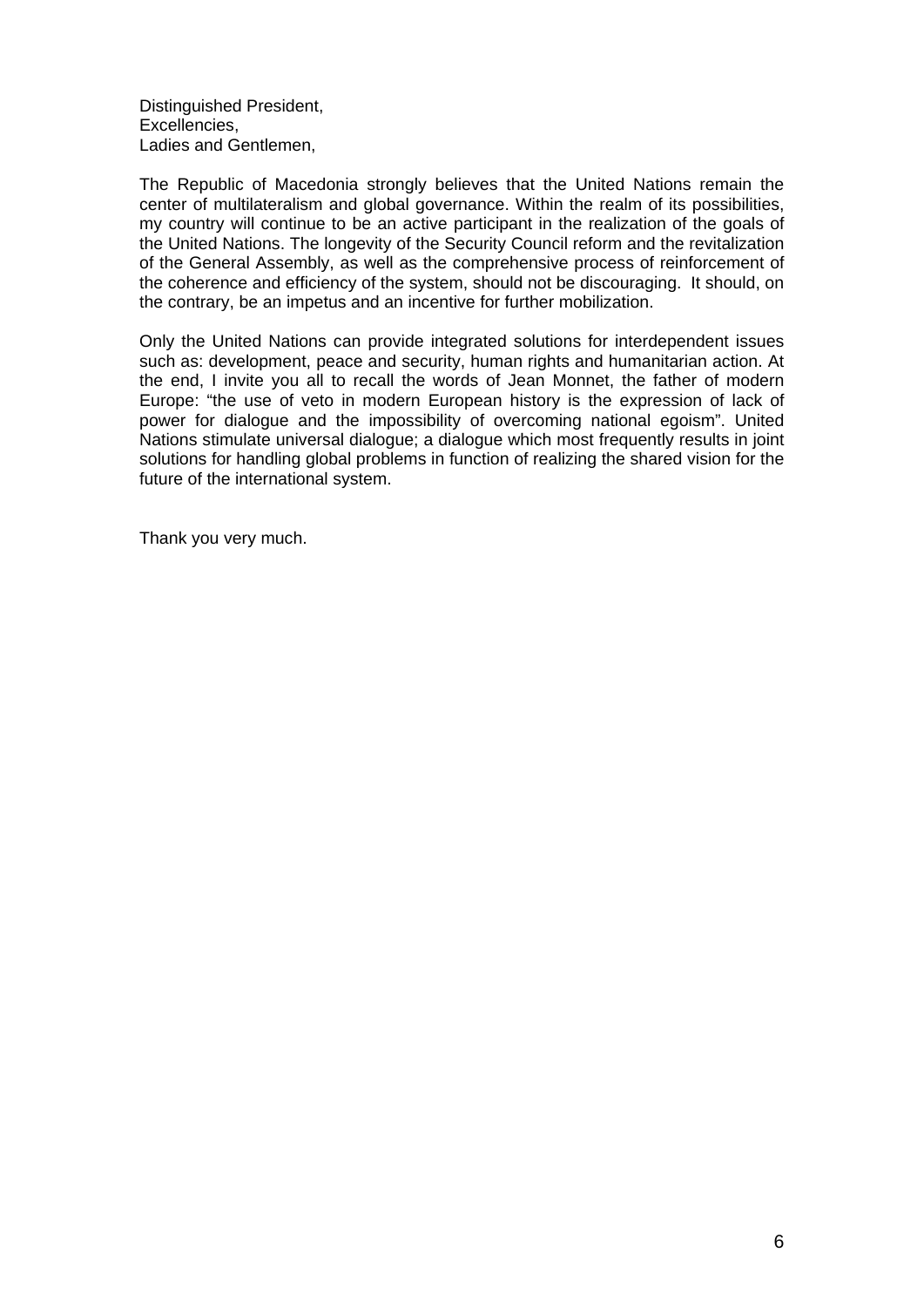Distinguished President,
Excellencies,
Ladies and Gentlemen,

The Republic of Macedonia strongly believes that the United Nations remain the center of multilateralism and global governance. Within the realm of its possibilities, my country will continue to be an active participant in the realization of the goals of the United Nations. The longevity of the Security Council reform and the revitalization of the General Assembly, as well as the comprehensive process of reinforcement of the coherence and efficiency of the system, should not be discouraging. It should, on the contrary, be an impetus and an incentive for further mobilization.

Only the United Nations can provide integrated solutions for interdependent issues such as: development, peace and security, human rights and humanitarian action. At the end, I invite you all to recall the words of Jean Monnet, the father of modern Europe: "the use of veto in modern European history is the expression of lack of power for dialogue and the impossibility of overcoming national egoism". United Nations stimulate universal dialogue; a dialogue which most frequently results in joint solutions for handling global problems in function of realizing the shared vision for the future of the international system.

Thank you very much.